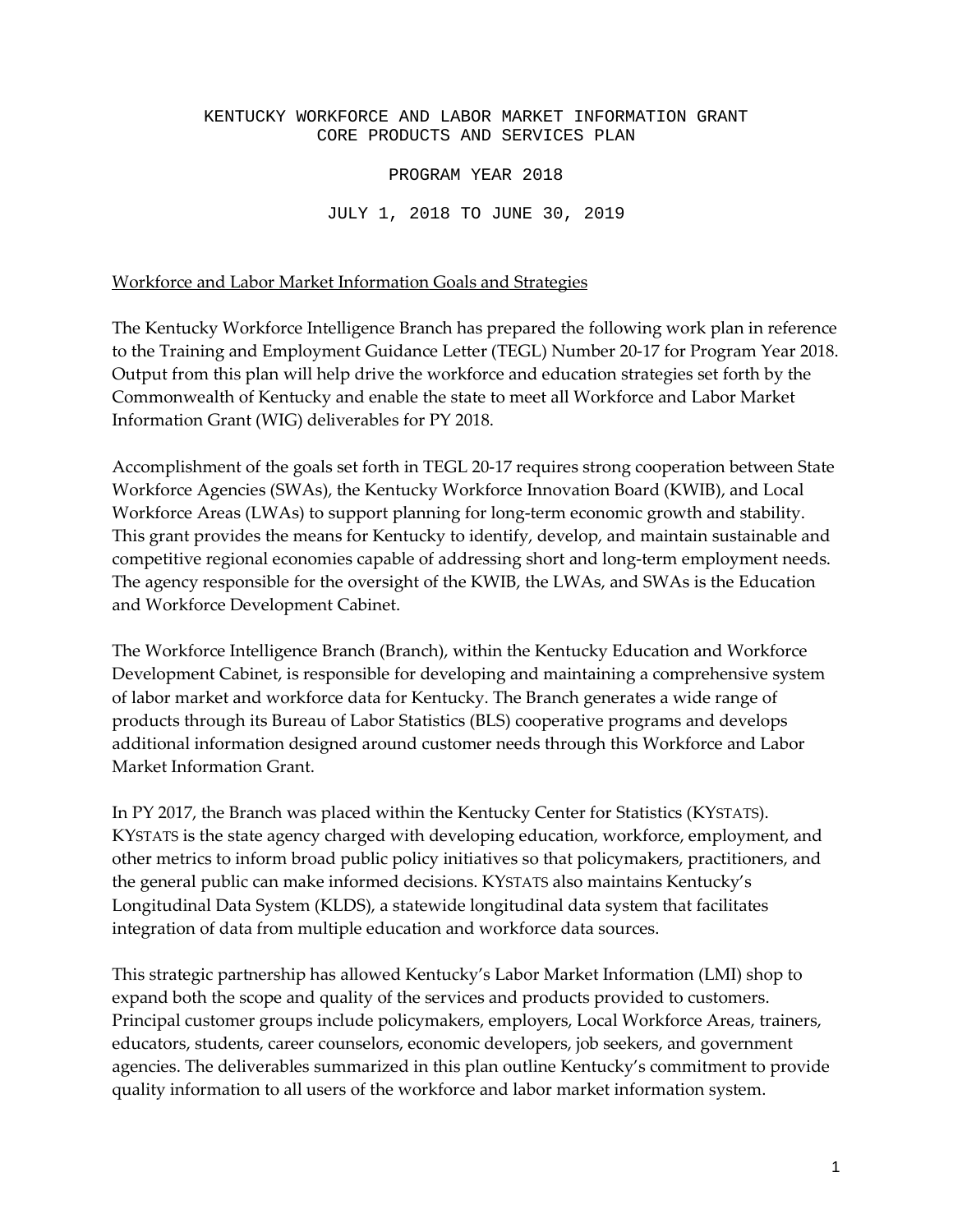# KENTUCKY WORKFORCE AND LABOR MARKET INFORMATION GRANT CORE PRODUCTS AND SERVICES PLAN

## PROGRAM YEAR 2018

## JULY 1, 2018 TO JUNE 30, 2019

### Workforce and Labor Market Information Goals and Strategies

The Kentucky Workforce Intelligence Branch has prepared the following work plan in reference to the Training and Employment Guidance Letter (TEGL) Number 20-17 for Program Year 2018. Output from this plan will help drive the workforce and education strategies set forth by the Commonwealth of Kentucky and enable the state to meet all Workforce and Labor Market Information Grant (WIG) deliverables for PY 2018.

Accomplishment of the goals set forth in TEGL 20-17 requires strong cooperation between State Workforce Agencies (SWAs), the Kentucky Workforce Innovation Board (KWIB), and Local Workforce Areas (LWAs) to support planning for long-term economic growth and stability. This grant provides the means for Kentucky to identify, develop, and maintain sustainable and competitive regional economies capable of addressing short and long-term employment needs. The agency responsible for the oversight of the KWIB, the LWAs, and SWAs is the Education and Workforce Development Cabinet.

The Workforce Intelligence Branch (Branch), within the Kentucky Education and Workforce Development Cabinet, is responsible for developing and maintaining a comprehensive system of labor market and workforce data for Kentucky. The Branch generates a wide range of products through its Bureau of Labor Statistics (BLS) cooperative programs and develops additional information designed around customer needs through this Workforce and Labor Market Information Grant.

In PY 2017, the Branch was placed within the Kentucky Center for Statistics (KYSTATS). KYSTATS is the state agency charged with developing education, workforce, employment, and other metrics to inform broad public policy initiatives so that policymakers, practitioners, and the general public can make informed decisions. KYSTATS also maintains Kentucky's Longitudinal Data System (KLDS), a statewide longitudinal data system that facilitates integration of data from multiple education and workforce data sources.

This strategic partnership has allowed Kentucky's Labor Market Information (LMI) shop to expand both the scope and quality of the services and products provided to customers. Principal customer groups include policymakers, employers, Local Workforce Areas, trainers, educators, students, career counselors, economic developers, job seekers, and government agencies. The deliverables summarized in this plan outline Kentucky's commitment to provide quality information to all users of the workforce and labor market information system.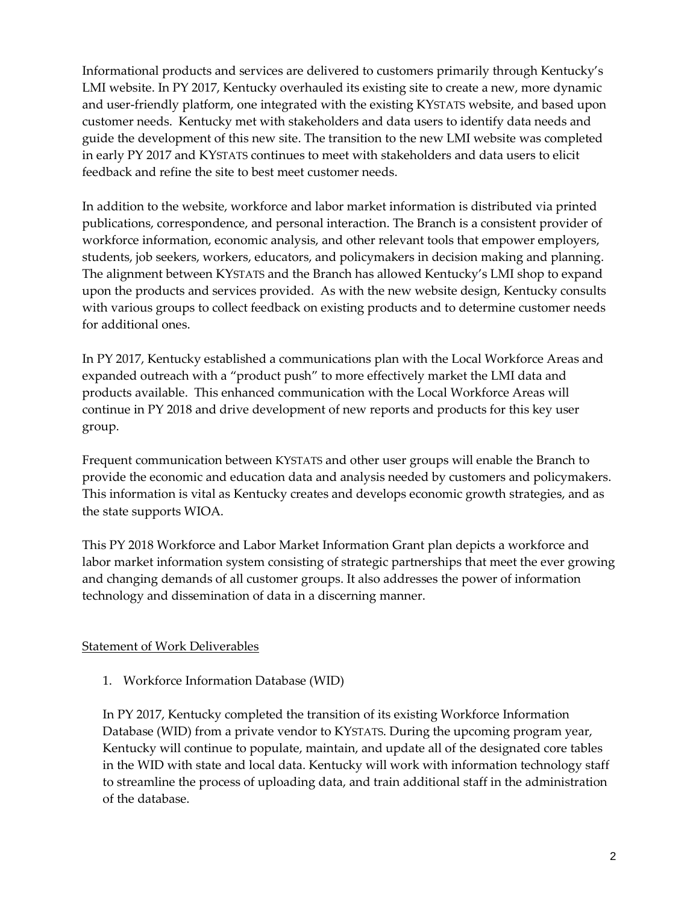Informational products and services are delivered to customers primarily through Kentucky's LMI website. In PY 2017, Kentucky overhauled its existing site to create a new, more dynamic and user-friendly platform, one integrated with the existing KYSTATS website, and based upon customer needs. Kentucky met with stakeholders and data users to identify data needs and guide the development of this new site. The transition to the new LMI website was completed in early PY 2017 and KYSTATS continues to meet with stakeholders and data users to elicit feedback and refine the site to best meet customer needs.

In addition to the website, workforce and labor market information is distributed via printed publications, correspondence, and personal interaction. The Branch is a consistent provider of workforce information, economic analysis, and other relevant tools that empower employers, students, job seekers, workers, educators, and policymakers in decision making and planning. The alignment between KYSTATS and the Branch has allowed Kentucky's LMI shop to expand upon the products and services provided. As with the new website design, Kentucky consults with various groups to collect feedback on existing products and to determine customer needs for additional ones.

In PY 2017, Kentucky established a communications plan with the Local Workforce Areas and expanded outreach with a "product push" to more effectively market the LMI data and products available. This enhanced communication with the Local Workforce Areas will continue in PY 2018 and drive development of new reports and products for this key user group.

Frequent communication between KYSTATS and other user groups will enable the Branch to provide the economic and education data and analysis needed by customers and policymakers. This information is vital as Kentucky creates and develops economic growth strategies, and as the state supports WIOA.

This PY 2018 Workforce and Labor Market Information Grant plan depicts a workforce and labor market information system consisting of strategic partnerships that meet the ever growing and changing demands of all customer groups. It also addresses the power of information technology and dissemination of data in a discerning manner.

## Statement of Work Deliverables

1. Workforce Information Database (WID)

   In PY 2017, Kentucky completed the transition of its existing Workforce Information Database (WID) from a private vendor to KYSTATS. During the upcoming program year, Kentucky will continue to populate, maintain, and update all of the designated core tables in the WID with state and local data. Kentucky will work with information technology staff to streamline the process of uploading data, and train additional staff in the administration of the database.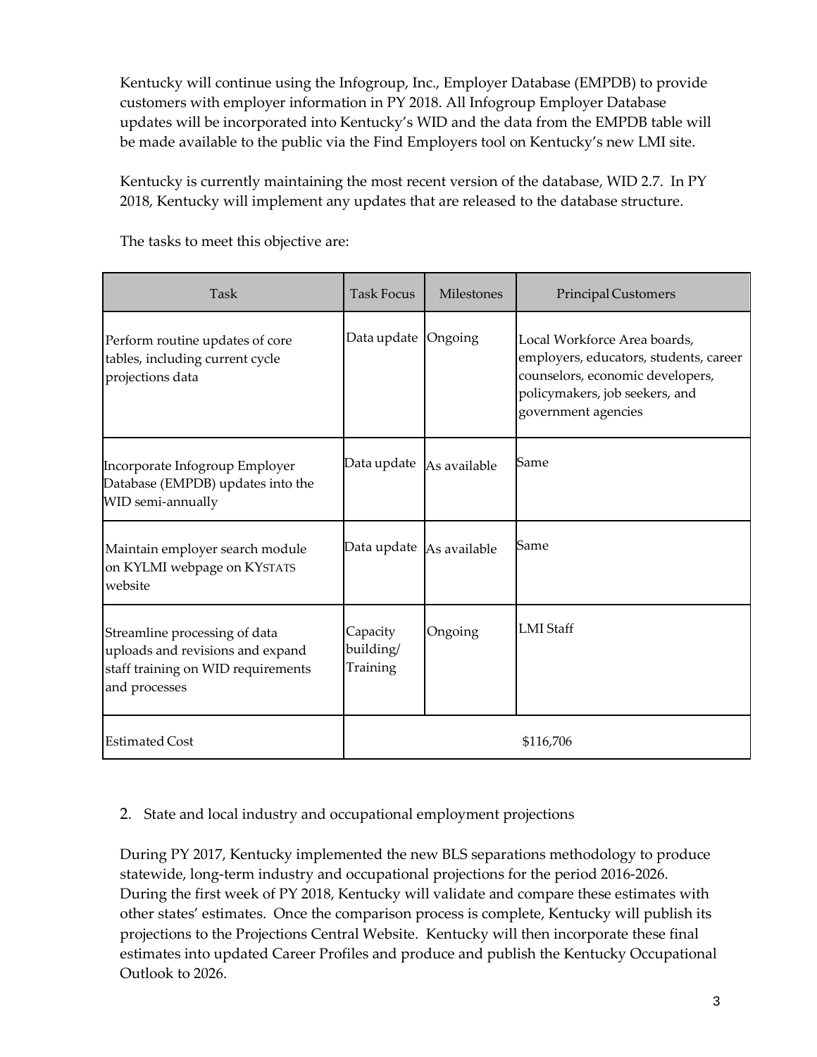Kentucky will continue using the Infogroup, Inc., Employer Database (EMPDB) to provide customers with employer information in PY 2018. All Infogroup Employer Database updates will be incorporated into Kentucky's WID and the data from the EMPDB table will be made available to the public via the Find Employers tool on Kentucky's new LMI site.

Kentucky is currently maintaining the most recent version of the database, WID 2.7. In PY 2018, Kentucky will implement any updates that are released to the database structure.

The tasks to meet this objective are:

| Task | Task Focus | Milestones | Principal Customers |
|---|---|---|---|
| Perform routine updates of core tables, including current cycle projections data | Data update | Ongoing | Local Workforce Area boards, employers, educators, students, career counselors, economic developers, policymakers, job seekers, and government agencies |
| Incorporate Infogroup Employer Database (EMPDB) updates into the WID semi-annually | Data update | As available | Same |
| Maintain employer search module on KYLMI webpage on KYSTATS website | Data update | As available | Same |
| Streamline processing of data uploads and revisions and expand staff training on WID requirements and processes | Capacity building/ Training | Ongoing | LMI Staff |
| Estimated Cost | $116,706 | | |

2. State and local industry and occupational employment projections

During PY 2017, Kentucky implemented the new BLS separations methodology to produce statewide, long-term industry and occupational projections for the period 2016-2026. During the first week of PY 2018, Kentucky will validate and compare these estimates with other states' estimates. Once the comparison process is complete, Kentucky will publish its projections to the Projections Central Website. Kentucky will then incorporate these final estimates into updated Career Profiles and produce and publish the Kentucky Occupational Outlook to 2026.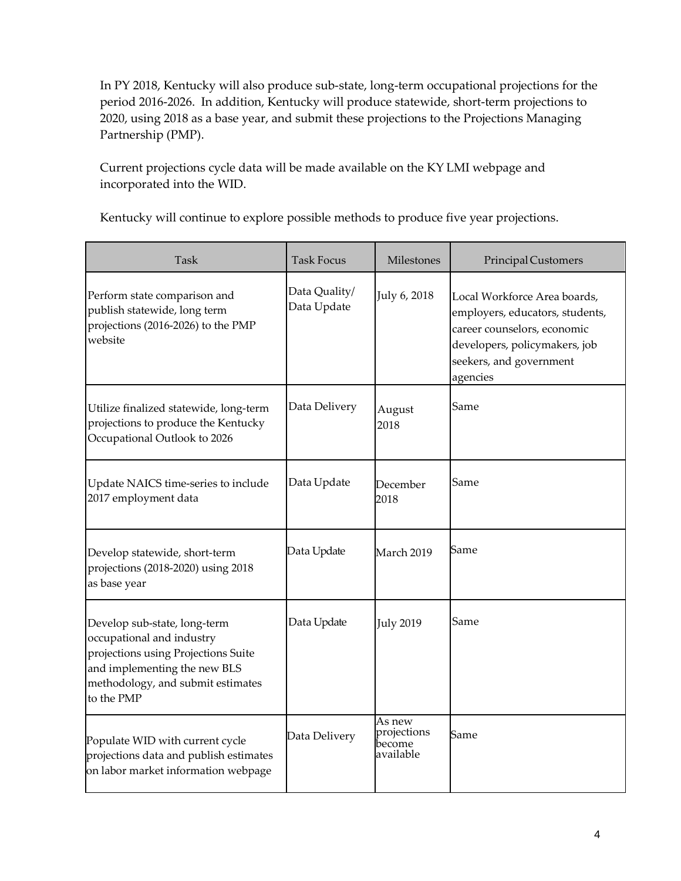In PY 2018, Kentucky will also produce sub-state, long-term occupational projections for the period 2016-2026. In addition, Kentucky will produce statewide, short-term projections to 2020, using 2018 as a base year, and submit these projections to the Projections Managing Partnership (PMP).

Current projections cycle data will be made available on the KY LMI webpage and incorporated into the WID.

Kentucky will continue to explore possible methods to produce five year projections.

| Task | Task Focus | Milestones | Principal Customers |
|---|---|---|---|
| Perform state comparison and publish statewide, long term projections (2016-2026) to the PMP website | Data Quality/ Data Update | July 6, 2018 | Local Workforce Area boards, employers, educators, students, career counselors, economic developers, policymakers, job seekers, and government agencies |
| Utilize finalized statewide, long-term projections to produce the Kentucky Occupational Outlook to 2026 | Data Delivery | August 2018 | Same |
| Update NAICS time-series to include 2017 employment data | Data Update | December 2018 | Same |
| Develop statewide, short-term projections (2018-2020) using 2018 as base year | Data Update | March 2019 | Same |
| Develop sub-state, long-term occupational and industry projections using Projections Suite and implementing the new BLS methodology, and submit estimates to the PMP | Data Update | July 2019 | Same |
| Populate WID with current cycle projections data and publish estimates on labor market information webpage | Data Delivery | As new projections become available | Same |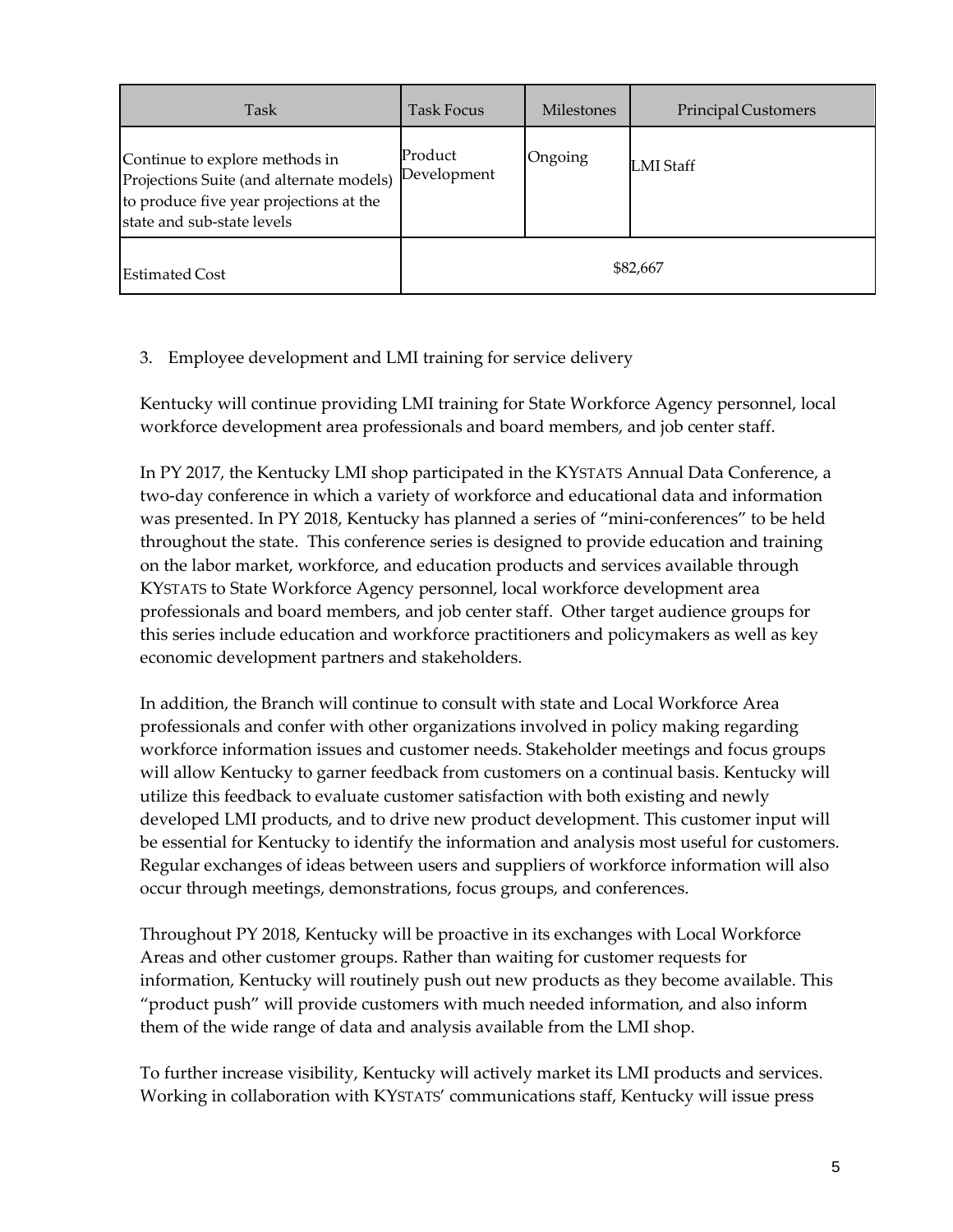| Task | Task Focus | Milestones | Principal Customers |
|---|---|---|---|
| Continue to explore methods in Projections Suite (and alternate models) to produce five year projections at the state and sub-state levels | Product Development | Ongoing | LMI Staff |
| Estimated Cost | $82,667 | | |

3. Employee development and LMI training for service delivery

Kentucky will continue providing LMI training for State Workforce Agency personnel, local workforce development area professionals and board members, and job center staff.

In PY 2017, the Kentucky LMI shop participated in the KYSTATS Annual Data Conference, a two-day conference in which a variety of workforce and educational data and information was presented. In PY 2018, Kentucky has planned a series of "mini-conferences" to be held throughout the state. This conference series is designed to provide education and training on the labor market, workforce, and education products and services available through KYSTATS to State Workforce Agency personnel, local workforce development area professionals and board members, and job center staff. Other target audience groups for this series include education and workforce practitioners and policymakers as well as key economic development partners and stakeholders.

In addition, the Branch will continue to consult with state and Local Workforce Area professionals and confer with other organizations involved in policy making regarding workforce information issues and customer needs. Stakeholder meetings and focus groups will allow Kentucky to garner feedback from customers on a continual basis. Kentucky will utilize this feedback to evaluate customer satisfaction with both existing and newly developed LMI products, and to drive new product development. This customer input will be essential for Kentucky to identify the information and analysis most useful for customers. Regular exchanges of ideas between users and suppliers of workforce information will also occur through meetings, demonstrations, focus groups, and conferences.

Throughout PY 2018, Kentucky will be proactive in its exchanges with Local Workforce Areas and other customer groups. Rather than waiting for customer requests for information, Kentucky will routinely push out new products as they become available. This "product push" will provide customers with much needed information, and also inform them of the wide range of data and analysis available from the LMI shop.

To further increase visibility, Kentucky will actively market its LMI products and services. Working in collaboration with KYSTATS' communications staff, Kentucky will issue press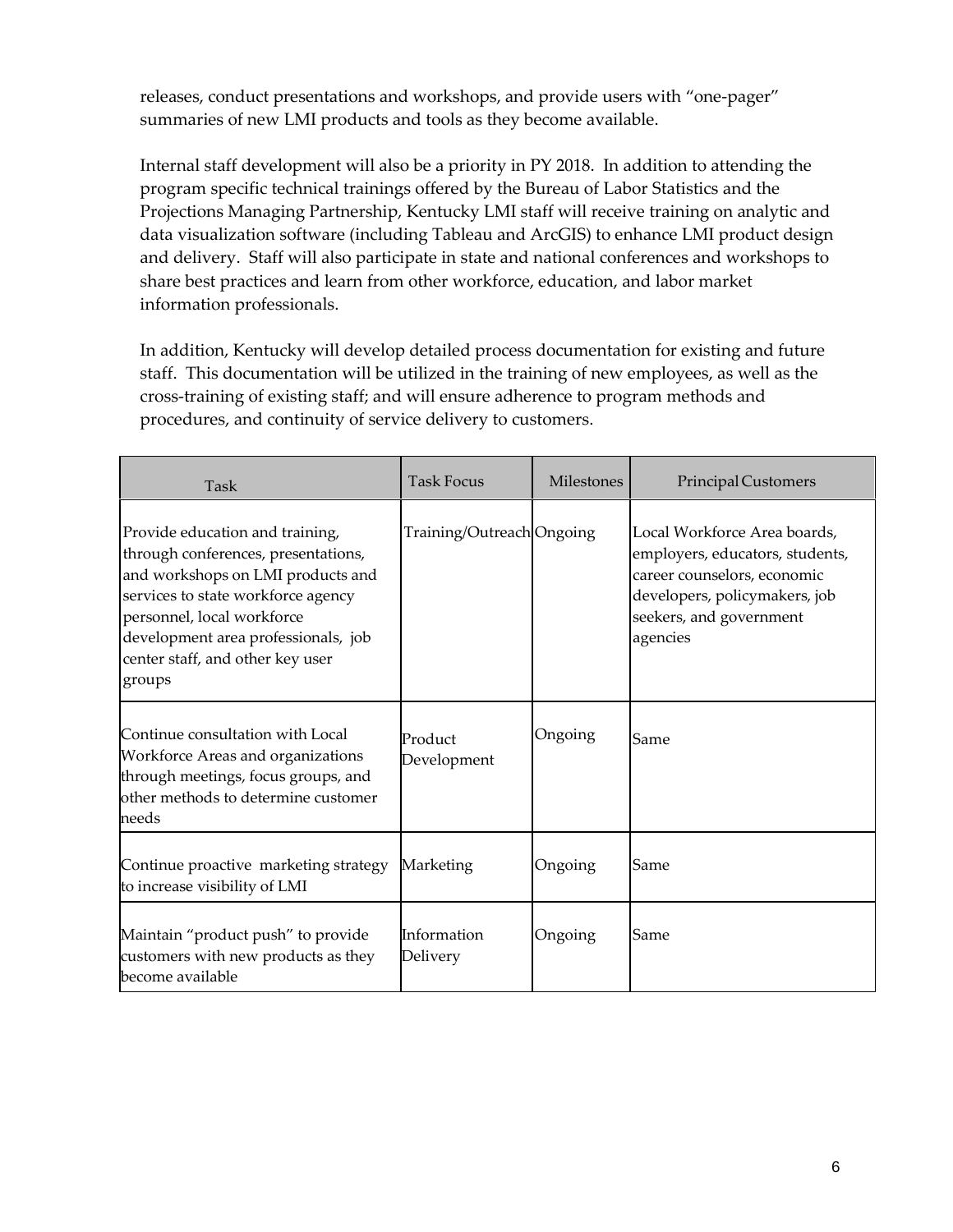releases, conduct presentations and workshops, and provide users with "one-pager" summaries of new LMI products and tools as they become available.

Internal staff development will also be a priority in PY 2018. In addition to attending the program specific technical trainings offered by the Bureau of Labor Statistics and the Projections Managing Partnership, Kentucky LMI staff will receive training on analytic and data visualization software (including Tableau and ArcGIS) to enhance LMI product design and delivery. Staff will also participate in state and national conferences and workshops to share best practices and learn from other workforce, education, and labor market information professionals.

In addition, Kentucky will develop detailed process documentation for existing and future staff. This documentation will be utilized in the training of new employees, as well as the cross-training of existing staff; and will ensure adherence to program methods and procedures, and continuity of service delivery to customers.

| Task | Task Focus | Milestones | Principal Customers |
|---|---|---|---|
| Provide education and training, through conferences, presentations, and workshops on LMI products and services to state workforce agency personnel, local workforce development area professionals, job center staff, and other key user groups | Training/Outreach | Ongoing | Local Workforce Area boards, employers, educators, students, career counselors, economic developers, policymakers, job seekers, and government agencies |
| Continue consultation with Local Workforce Areas and organizations through meetings, focus groups, and other methods to determine customer needs | Product Development | Ongoing | Same |
| Continue proactive marketing strategy to increase visibility of LMI | Marketing | Ongoing | Same |
| Maintain "product push" to provide customers with new products as they become available | Information Delivery | Ongoing | Same |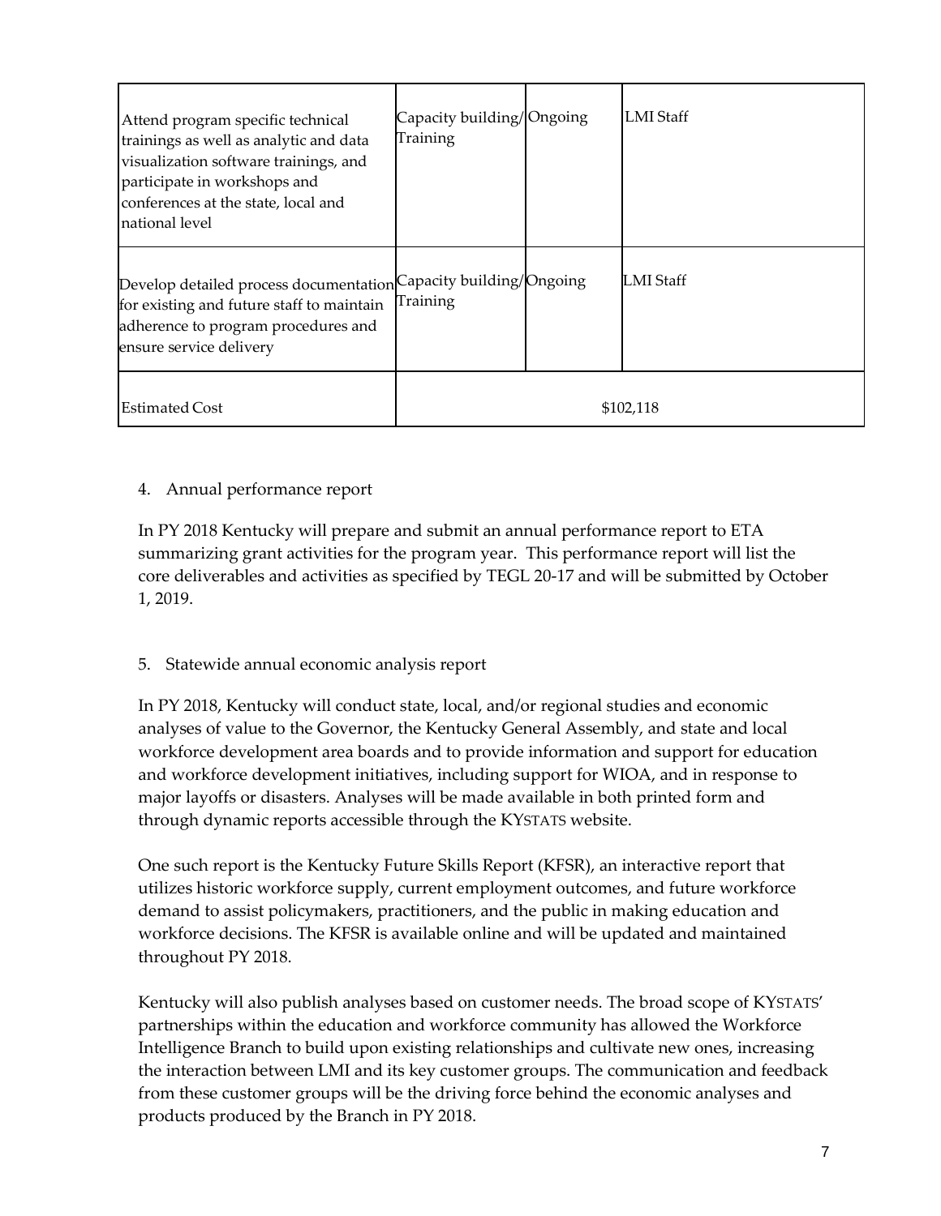| Attend program specific technical trainings as well as analytic and data visualization software trainings, and participate in workshops and conferences at the state, local and national level | Capacity building/ Training | Ongoing | LMI Staff |
|---|---|---|---|
| Develop detailed process documentation for existing and future staff to maintain adherence to program procedures and ensure service delivery | Capacity building/ Training | Ongoing | LMI Staff |
| Estimated Cost | $102,118 | | |

4. Annual performance report

In PY 2018 Kentucky will prepare and submit an annual performance report to ETA summarizing grant activities for the program year. This performance report will list the core deliverables and activities as specified by TEGL 20-17 and will be submitted by October 1, 2019.

5. Statewide annual economic analysis report

In PY 2018, Kentucky will conduct state, local, and/or regional studies and economic analyses of value to the Governor, the Kentucky General Assembly, and state and local workforce development area boards and to provide information and support for education and workforce development initiatives, including support for WIOA, and in response to major layoffs or disasters. Analyses will be made available in both printed form and through dynamic reports accessible through the KYSTATS website.

One such report is the Kentucky Future Skills Report (KFSR), an interactive report that utilizes historic workforce supply, current employment outcomes, and future workforce demand to assist policymakers, practitioners, and the public in making education and workforce decisions. The KFSR is available online and will be updated and maintained throughout PY 2018.

Kentucky will also publish analyses based on customer needs. The broad scope of KYSTATS' partnerships within the education and workforce community has allowed the Workforce Intelligence Branch to build upon existing relationships and cultivate new ones, increasing the interaction between LMI and its key customer groups. The communication and feedback from these customer groups will be the driving force behind the economic analyses and products produced by the Branch in PY 2018.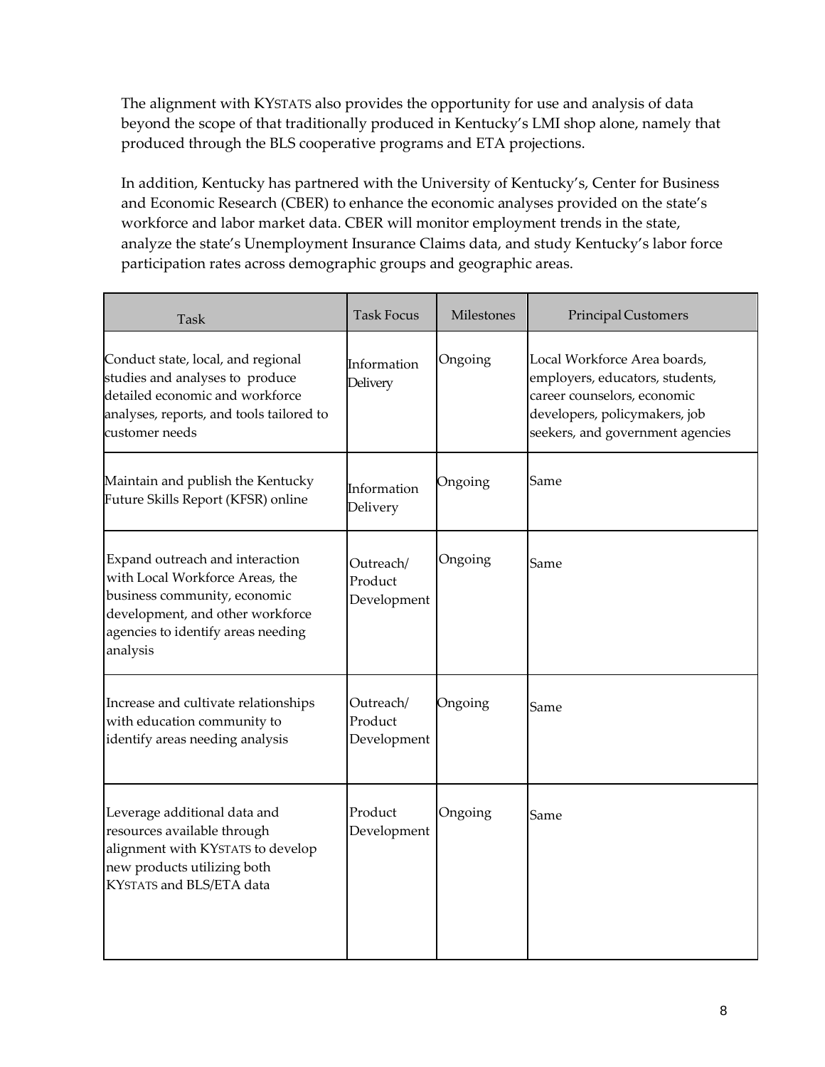The alignment with KYSTATS also provides the opportunity for use and analysis of data beyond the scope of that traditionally produced in Kentucky's LMI shop alone, namely that produced through the BLS cooperative programs and ETA projections.

In addition, Kentucky has partnered with the University of Kentucky's, Center for Business and Economic Research (CBER) to enhance the economic analyses provided on the state's workforce and labor market data. CBER will monitor employment trends in the state, analyze the state's Unemployment Insurance Claims data, and study Kentucky's labor force participation rates across demographic groups and geographic areas.

| Task | Task Focus | Milestones | Principal Customers |
| --- | --- | --- | --- |
| Conduct state, local, and regional studies and analyses to produce detailed economic and workforce analyses, reports, and tools tailored to customer needs | Information Delivery | Ongoing | Local Workforce Area boards, employers, educators, students, career counselors, economic developers, policymakers, job seekers, and government agencies |
| Maintain and publish the Kentucky Future Skills Report (KFSR) online | Information Delivery | Ongoing | Same |
| Expand outreach and interaction with Local Workforce Areas, the business community, economic development, and other workforce agencies to identify areas needing analysis | Outreach/ Product Development | Ongoing | Same |
| Increase and cultivate relationships with education community to identify areas needing analysis | Outreach/ Product Development | Ongoing | Same |
| Leverage additional data and resources available through alignment with KYSTATS to develop new products utilizing both KYSTATS and BLS/ETA data | Product Development | Ongoing | Same |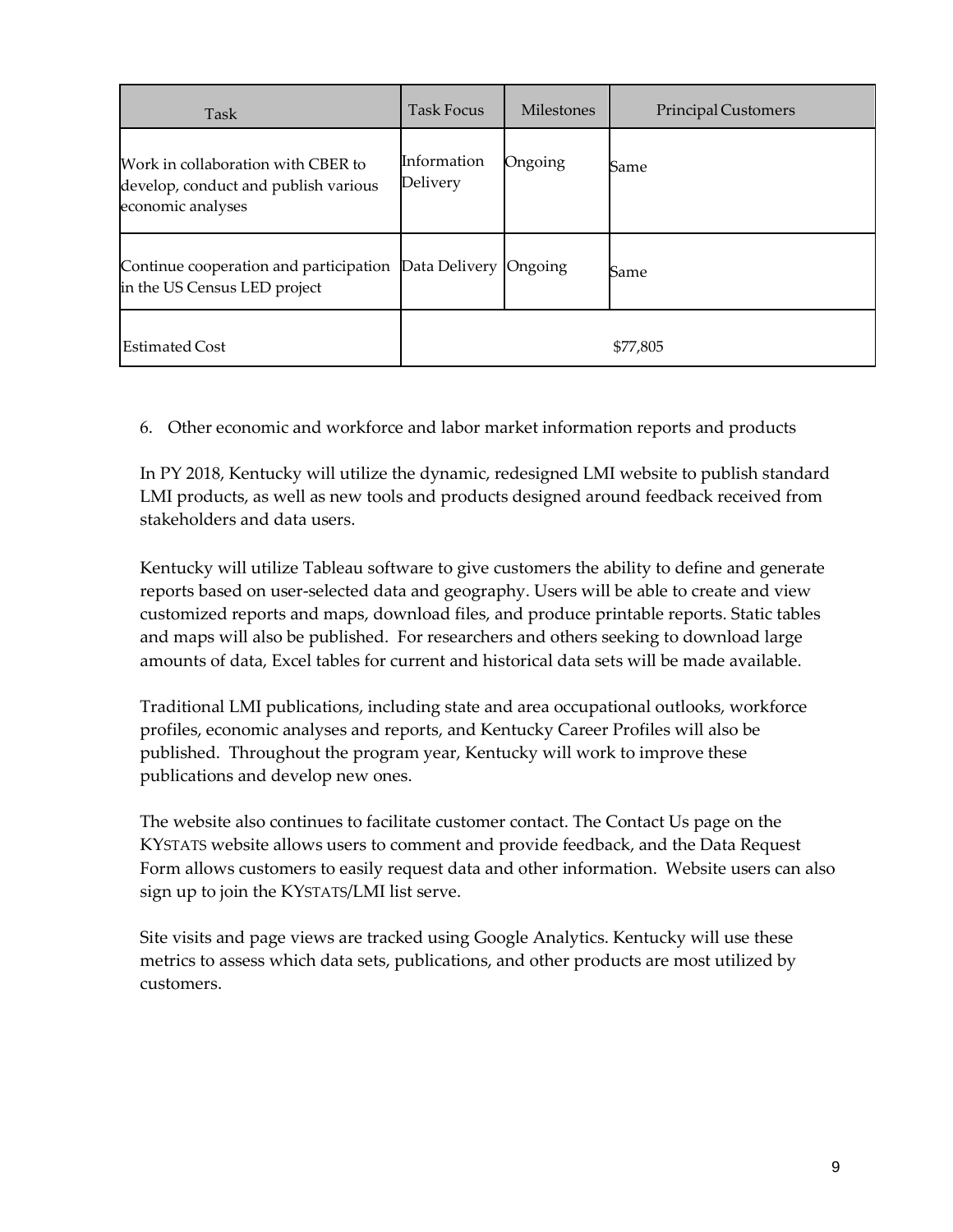| Task | Task Focus | Milestones | Principal Customers |
|---|---|---|---|
| Work in collaboration with CBER to develop, conduct and publish various economic analyses | Information Delivery | Ongoing | Same |
| Continue cooperation and participation in the US Census LED project | Data Delivery | Ongoing | Same |
| Estimated Cost | $77,805 | | |

6. Other economic and workforce and labor market information reports and products

In PY 2018, Kentucky will utilize the dynamic, redesigned LMI website to publish standard LMI products, as well as new tools and products designed around feedback received from stakeholders and data users.

Kentucky will utilize Tableau software to give customers the ability to define and generate reports based on user-selected data and geography. Users will be able to create and view customized reports and maps, download files, and produce printable reports. Static tables and maps will also be published. For researchers and others seeking to download large amounts of data, Excel tables for current and historical data sets will be made available.

Traditional LMI publications, including state and area occupational outlooks, workforce profiles, economic analyses and reports, and Kentucky Career Profiles will also be published. Throughout the program year, Kentucky will work to improve these publications and develop new ones.

The website also continues to facilitate customer contact. The Contact Us page on the KYSTATS website allows users to comment and provide feedback, and the Data Request Form allows customers to easily request data and other information. Website users can also sign up to join the KYSTATS/LMI list serve.

Site visits and page views are tracked using Google Analytics. Kentucky will use these metrics to assess which data sets, publications, and other products are most utilized by customers.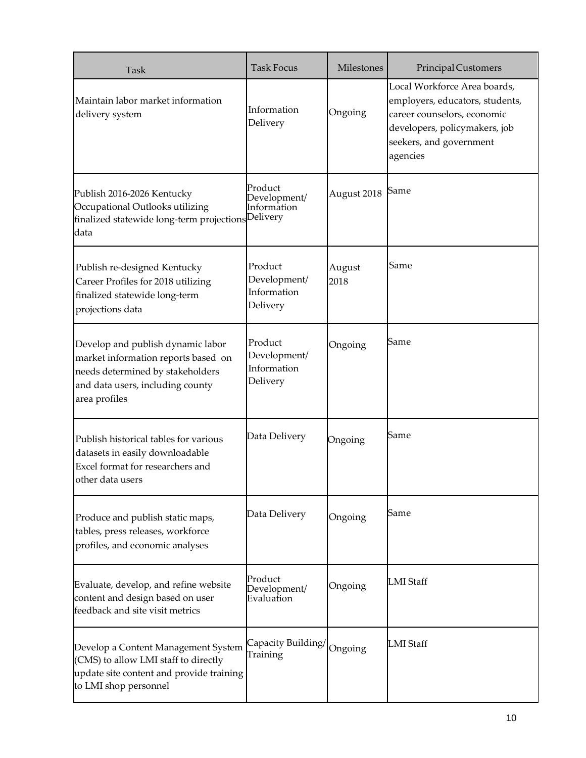| Task | Task Focus | Milestones | Principal Customers |
|---|---|---|---|
| Maintain labor market information delivery system | Information Delivery | Ongoing | Local Workforce Area boards, employers, educators, students, career counselors, economic developers, policymakers, job seekers, and government agencies |
| Publish 2016-2026 Kentucky Occupational Outlooks utilizing finalized statewide long-term projections data | Product Development/ Information Delivery | August 2018 | Same |
| Publish re-designed Kentucky Career Profiles for 2018 utilizing finalized statewide long-term projections data | Product Development/ Information Delivery | August 2018 | Same |
| Develop and publish dynamic labor market information reports based on needs determined by stakeholders and data users, including county area profiles | Product Development/ Information Delivery | Ongoing | Same |
| Publish historical tables for various datasets in easily downloadable Excel format for researchers and other data users | Data Delivery | Ongoing | Same |
| Produce and publish static maps, tables, press releases, workforce profiles, and economic analyses | Data Delivery | Ongoing | Same |
| Evaluate, develop, and refine website content and design based on user feedback and site visit metrics | Product Development/ Evaluation | Ongoing | LMI Staff |
| Develop a Content Management System (CMS) to allow LMI staff to directly update site content and provide training to LMI shop personnel | Capacity Building/ Training | Ongoing | LMI Staff |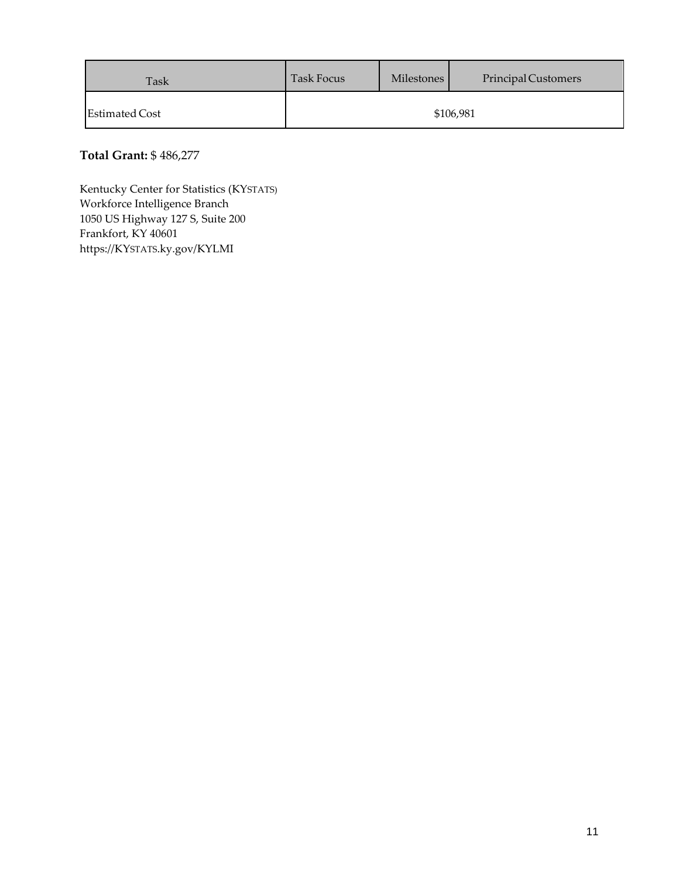| Task | Task Focus | Milestones | Principal Customers |
|---|---|---|---|
| Estimated Cost | $106,981 | | |

**Total Grant:** $ 486,277

Kentucky Center for Statistics (KYSTATS)
Workforce Intelligence Branch
1050 US Highway 127 S, Suite 200
Frankfort, KY 40601
https://KYSTATS.ky.gov/KYLMI